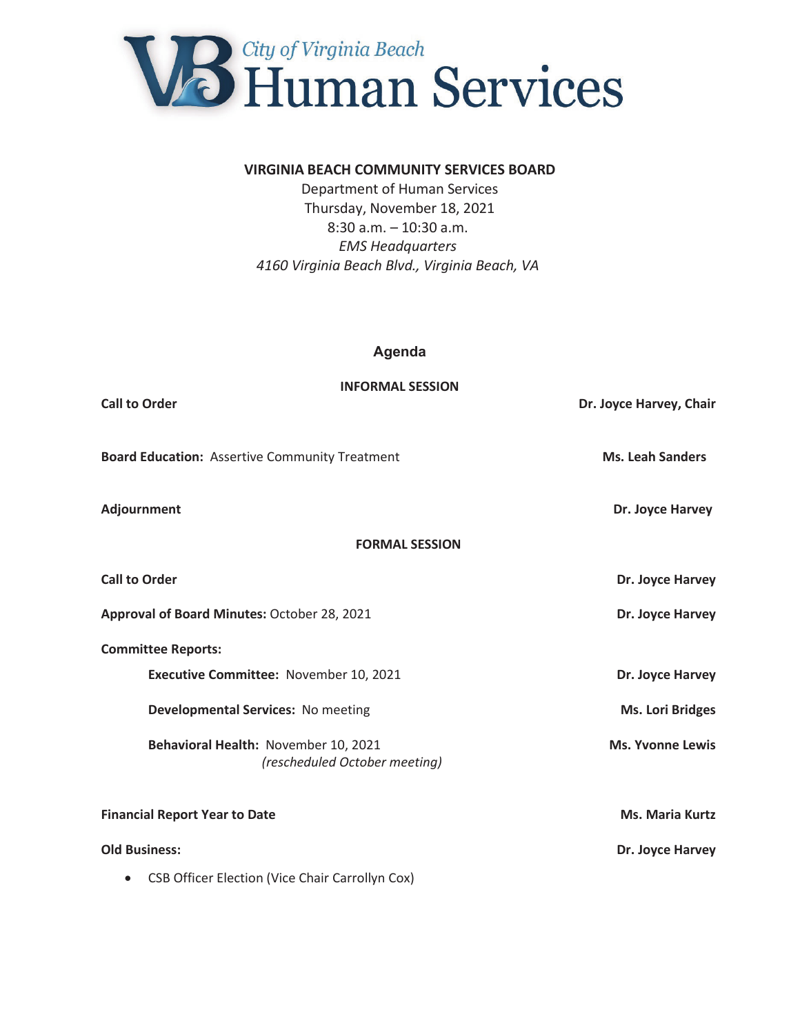City of Virginia Beach
# Human Services

**VIRGINIA BEACH COMMUNITY SERVICES BOARD**

Department of Human Services
Thursday, November 18, 2021
8:30 a.m. – 10:30 a.m.
*EMS Headquarters*
*4160 Virginia Beach Blvd., Virginia Beach, VA*

## Agenda

### INFORMAL SESSION

**Call to Order** — **Dr. Joyce Harvey, Chair**

**Board Education:** Assertive Community Treatment — **Ms. Leah Sanders**

**Adjournment** — **Dr. Joyce Harvey**

### FORMAL SESSION

**Call to Order** — **Dr. Joyce Harvey**

**Approval of Board Minutes:** October 28, 2021 — **Dr. Joyce Harvey**

**Committee Reports:**

- **Executive Committee:** November 10, 2021 — **Dr. Joyce Harvey**
- **Developmental Services:** No meeting — **Ms. Lori Bridges**
- **Behavioral Health:** November 10, 2021 *(rescheduled October meeting)* — **Ms. Yvonne Lewis**

**Financial Report Year to Date** — **Ms. Maria Kurtz**

**Old Business:** — **Dr. Joyce Harvey**

- CSB Officer Election (Vice Chair Carrollyn Cox)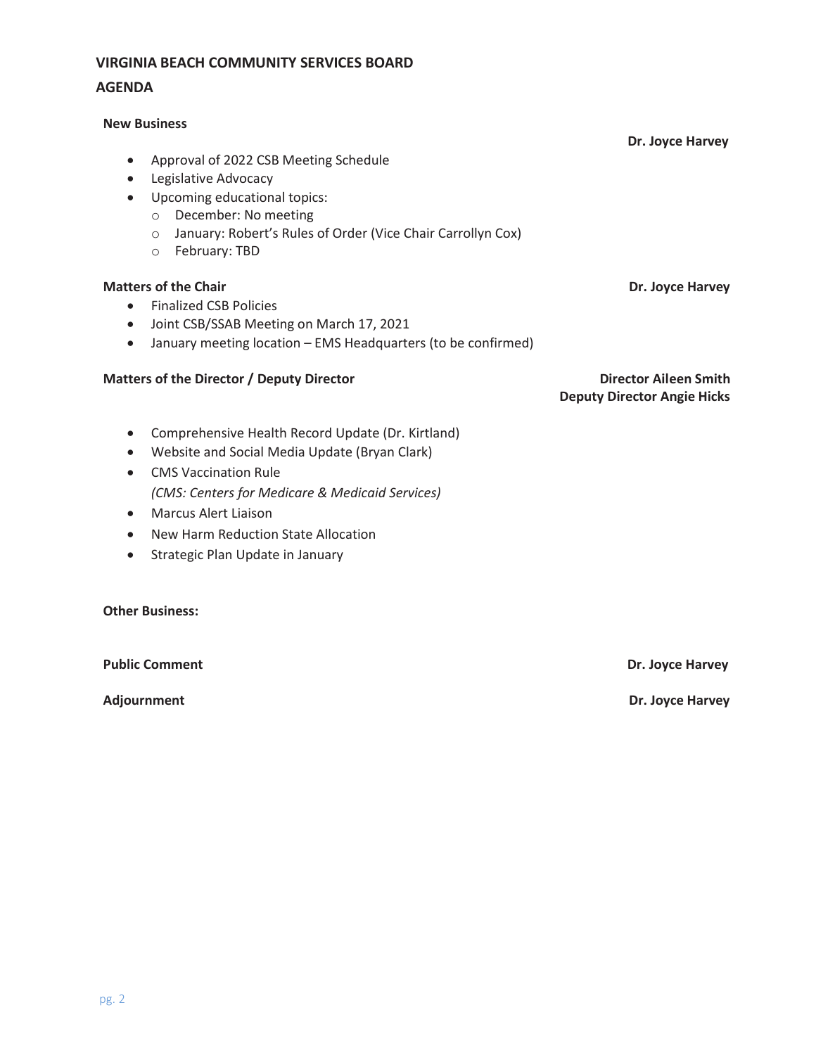**VIRGINIA BEACH COMMUNITY SERVICES BOARD**

**AGENDA**

**New Business**

**Dr. Joyce Harvey**

- Approval of 2022 CSB Meeting Schedule
- Legislative Advocacy
- Upcoming educational topics:
  - December: No meeting
  - January: Robert's Rules of Order (Vice Chair Carrollyn Cox)
  - February: TBD

**Matters of the Chair** **Dr. Joyce Harvey**

- Finalized CSB Policies
- Joint CSB/SSAB Meeting on March 17, 2021
- January meeting location – EMS Headquarters (to be confirmed)

**Matters of the Director / Deputy Director** **Director Aileen Smith**
**Deputy Director Angie Hicks**

- Comprehensive Health Record Update (Dr. Kirtland)
- Website and Social Media Update (Bryan Clark)
- CMS Vaccination Rule
  *(CMS: Centers for Medicare & Medicaid Services)*
- Marcus Alert Liaison
- New Harm Reduction State Allocation
- Strategic Plan Update in January

**Other Business:**

**Public Comment** **Dr. Joyce Harvey**

**Adjournment** **Dr. Joyce Harvey**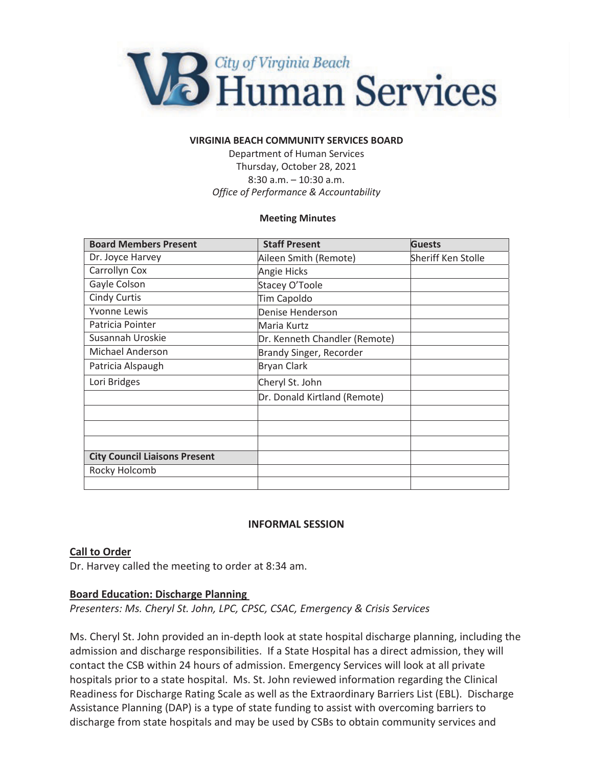City of Virginia Beach Human Services

**VIRGINIA BEACH COMMUNITY SERVICES BOARD**

Department of Human Services
Thursday, October 28, 2021
8:30 a.m. – 10:30 a.m.
*Office of Performance & Accountability*

**Meeting Minutes**

| Board Members Present | Staff Present | Guests |
|---|---|---|
| Dr. Joyce Harvey | Aileen Smith (Remote) | Sheriff Ken Stolle |
| Carrollyn Cox | Angie Hicks | |
| Gayle Colson | Stacey O'Toole | |
| Cindy Curtis | Tim Capoldo | |
| Yvonne Lewis | Denise Henderson | |
| Patricia Pointer | Maria Kurtz | |
| Susannah Uroskie | Dr. Kenneth Chandler (Remote) | |
| Michael Anderson | Brandy Singer, Recorder | |
| Patricia Alspaugh | Bryan Clark | |
| Lori Bridges | Cheryl St. John | |
| | Dr. Donald Kirtland (Remote) | |
| | | |
| | | |
| | | |
| **City Council Liaisons Present** | | |
| Rocky Holcomb | | |
| | | |

**INFORMAL SESSION**

**Call to Order**

Dr. Harvey called the meeting to order at 8:34 am.

**Board Education: Discharge Planning**

*Presenters: Ms. Cheryl St. John, LPC, CPSC, CSAC, Emergency & Crisis Services*

Ms. Cheryl St. John provided an in-depth look at state hospital discharge planning, including the admission and discharge responsibilities. If a State Hospital has a direct admission, they will contact the CSB within 24 hours of admission. Emergency Services will look at all private hospitals prior to a state hospital. Ms. St. John reviewed information regarding the Clinical Readiness for Discharge Rating Scale as well as the Extraordinary Barriers List (EBL). Discharge Assistance Planning (DAP) is a type of state funding to assist with overcoming barriers to discharge from state hospitals and may be used by CSBs to obtain community services and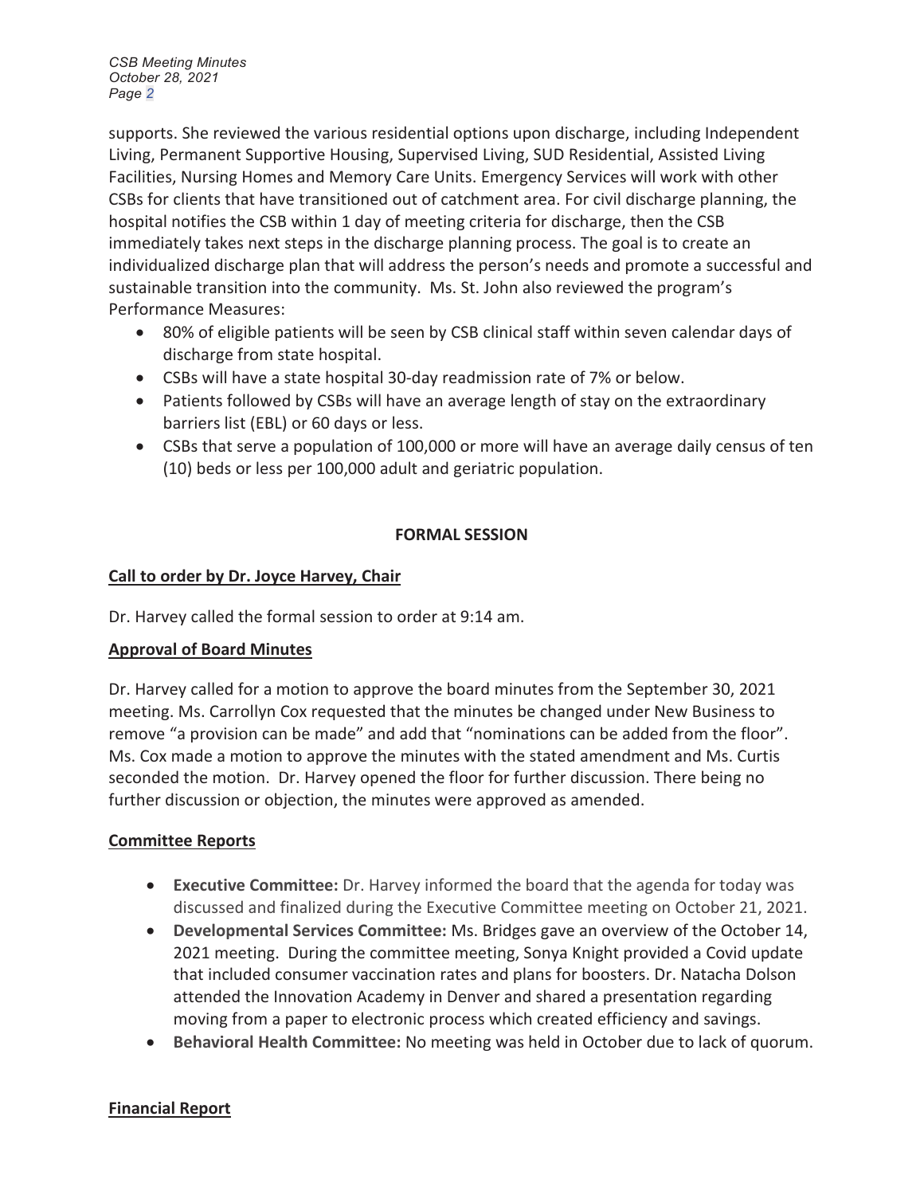supports. She reviewed the various residential options upon discharge, including Independent Living, Permanent Supportive Housing, Supervised Living, SUD Residential, Assisted Living Facilities, Nursing Homes and Memory Care Units. Emergency Services will work with other CSBs for clients that have transitioned out of catchment area. For civil discharge planning, the hospital notifies the CSB within 1 day of meeting criteria for discharge, then the CSB immediately takes next steps in the discharge planning process. The goal is to create an individualized discharge plan that will address the person's needs and promote a successful and sustainable transition into the community. Ms. St. John also reviewed the program's Performance Measures:

- 80% of eligible patients will be seen by CSB clinical staff within seven calendar days of discharge from state hospital.
- CSBs will have a state hospital 30-day readmission rate of 7% or below.
- Patients followed by CSBs will have an average length of stay on the extraordinary barriers list (EBL) or 60 days or less.
- CSBs that serve a population of 100,000 or more will have an average daily census of ten (10) beds or less per 100,000 adult and geriatric population.

## FORMAL SESSION

### Call to order by Dr. Joyce Harvey, Chair

Dr. Harvey called the formal session to order at 9:14 am.

### Approval of Board Minutes

Dr. Harvey called for a motion to approve the board minutes from the September 30, 2021 meeting. Ms. Carrollyn Cox requested that the minutes be changed under New Business to remove "a provision can be made" and add that "nominations can be added from the floor". Ms. Cox made a motion to approve the minutes with the stated amendment and Ms. Curtis seconded the motion. Dr. Harvey opened the floor for further discussion. There being no further discussion or objection, the minutes were approved as amended.

### Committee Reports

- **Executive Committee:** Dr. Harvey informed the board that the agenda for today was discussed and finalized during the Executive Committee meeting on October 21, 2021.
- **Developmental Services Committee:** Ms. Bridges gave an overview of the October 14, 2021 meeting. During the committee meeting, Sonya Knight provided a Covid update that included consumer vaccination rates and plans for boosters. Dr. Natacha Dolson attended the Innovation Academy in Denver and shared a presentation regarding moving from a paper to electronic process which created efficiency and savings.
- **Behavioral Health Committee:** No meeting was held in October due to lack of quorum.

### Financial Report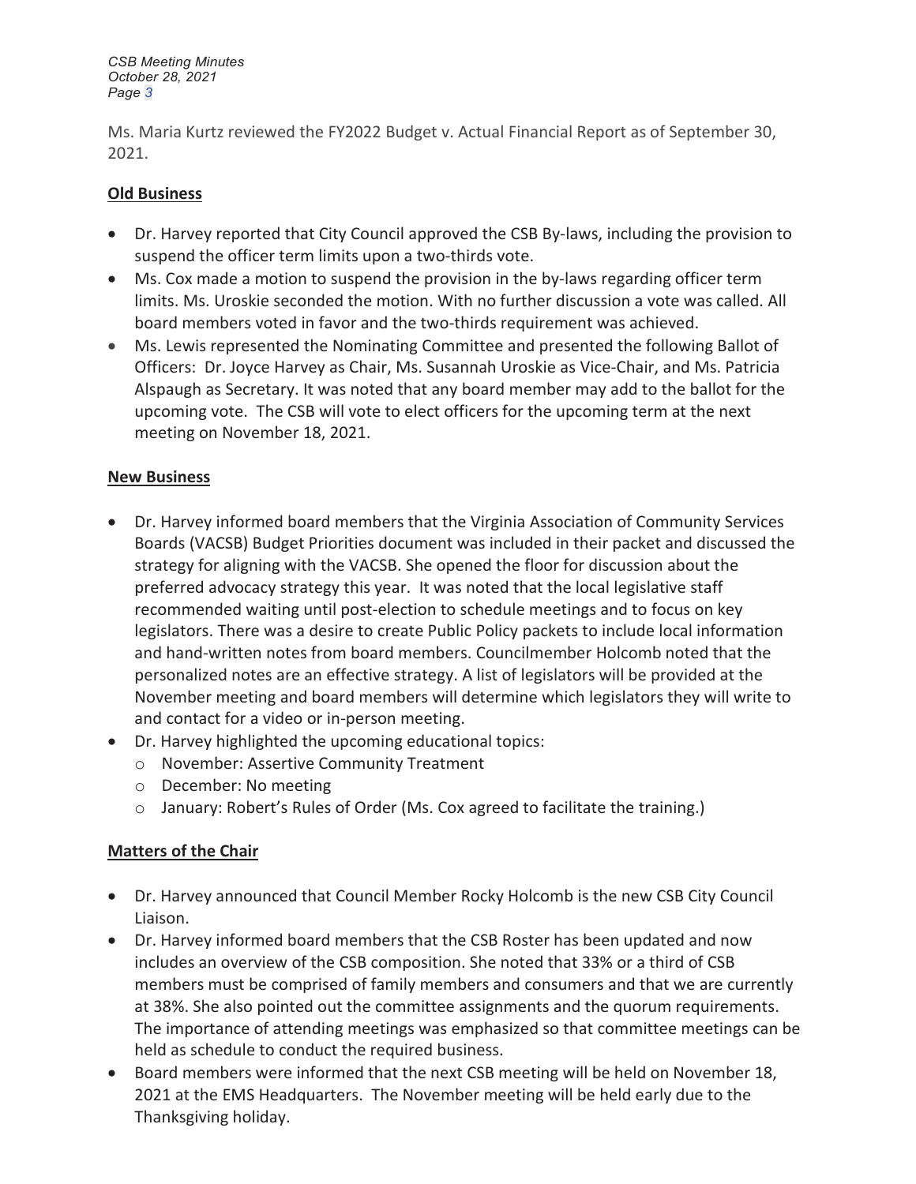Ms. Maria Kurtz reviewed the FY2022 Budget v. Actual Financial Report as of September 30, 2021.

**Old Business**

- Dr. Harvey reported that City Council approved the CSB By-laws, including the provision to suspend the officer term limits upon a two-thirds vote.
- Ms. Cox made a motion to suspend the provision in the by-laws regarding officer term limits. Ms. Uroskie seconded the motion. With no further discussion a vote was called. All board members voted in favor and the two-thirds requirement was achieved.
- Ms. Lewis represented the Nominating Committee and presented the following Ballot of Officers: Dr. Joyce Harvey as Chair, Ms. Susannah Uroskie as Vice-Chair, and Ms. Patricia Alspaugh as Secretary. It was noted that any board member may add to the ballot for the upcoming vote. The CSB will vote to elect officers for the upcoming term at the next meeting on November 18, 2021.

**New Business**

- Dr. Harvey informed board members that the Virginia Association of Community Services Boards (VACSB) Budget Priorities document was included in their packet and discussed the strategy for aligning with the VACSB. She opened the floor for discussion about the preferred advocacy strategy this year. It was noted that the local legislative staff recommended waiting until post-election to schedule meetings and to focus on key legislators. There was a desire to create Public Policy packets to include local information and hand-written notes from board members. Councilmember Holcomb noted that the personalized notes are an effective strategy. A list of legislators will be provided at the November meeting and board members will determine which legislators they will write to and contact for a video or in-person meeting.
- Dr. Harvey highlighted the upcoming educational topics:
  - November: Assertive Community Treatment
  - December: No meeting
  - January: Robert's Rules of Order (Ms. Cox agreed to facilitate the training.)

**Matters of the Chair**

- Dr. Harvey announced that Council Member Rocky Holcomb is the new CSB City Council Liaison.
- Dr. Harvey informed board members that the CSB Roster has been updated and now includes an overview of the CSB composition. She noted that 33% or a third of CSB members must be comprised of family members and consumers and that we are currently at 38%. She also pointed out the committee assignments and the quorum requirements. The importance of attending meetings was emphasized so that committee meetings can be held as schedule to conduct the required business.
- Board members were informed that the next CSB meeting will be held on November 18, 2021 at the EMS Headquarters. The November meeting will be held early due to the Thanksgiving holiday.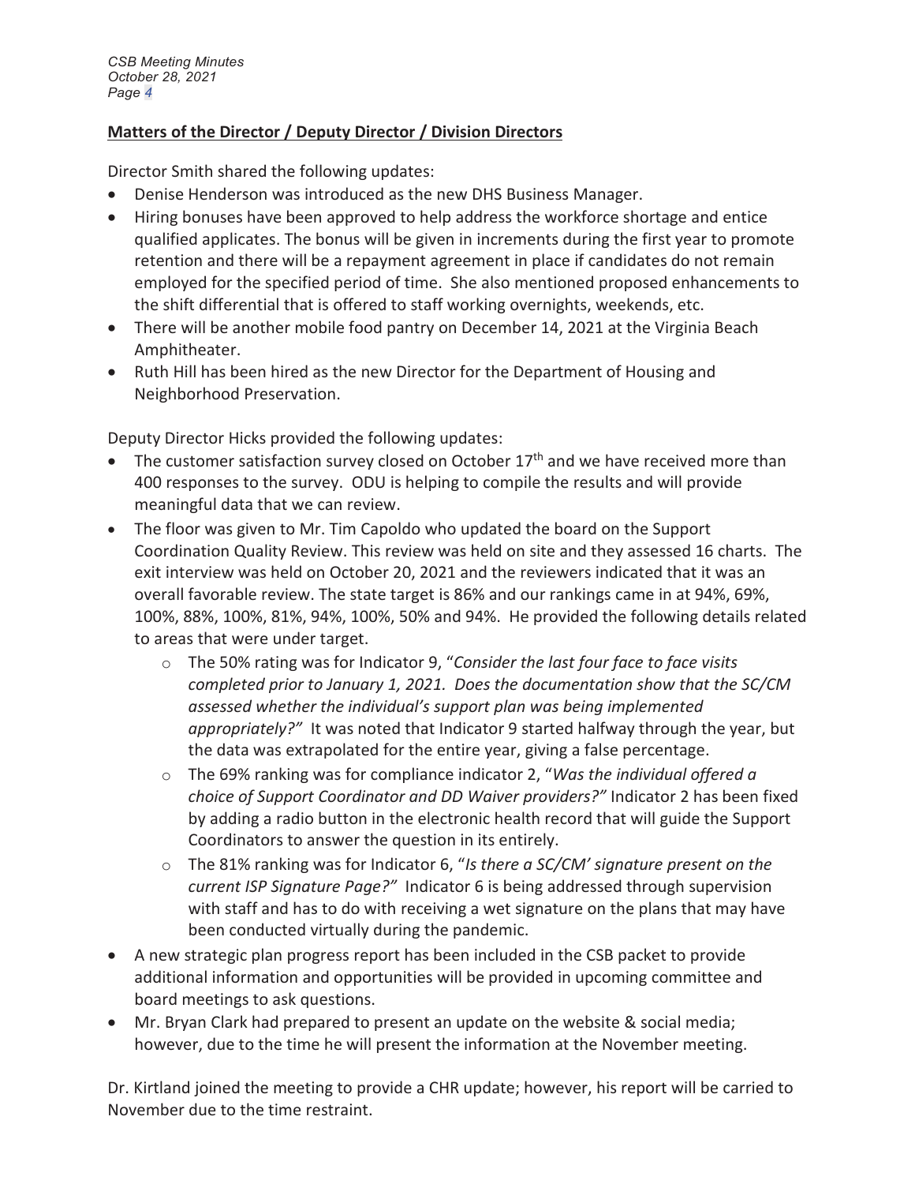## Matters of the Director / Deputy Director / Division Directors

Director Smith shared the following updates:

- Denise Henderson was introduced as the new DHS Business Manager.
- Hiring bonuses have been approved to help address the workforce shortage and entice qualified applicates. The bonus will be given in increments during the first year to promote retention and there will be a repayment agreement in place if candidates do not remain employed for the specified period of time. She also mentioned proposed enhancements to the shift differential that is offered to staff working overnights, weekends, etc.
- There will be another mobile food pantry on December 14, 2021 at the Virginia Beach Amphitheater.
- Ruth Hill has been hired as the new Director for the Department of Housing and Neighborhood Preservation.

Deputy Director Hicks provided the following updates:

- The customer satisfaction survey closed on October 17th and we have received more than 400 responses to the survey. ODU is helping to compile the results and will provide meaningful data that we can review.
- The floor was given to Mr. Tim Capoldo who updated the board on the Support Coordination Quality Review. This review was held on site and they assessed 16 charts. The exit interview was held on October 20, 2021 and the reviewers indicated that it was an overall favorable review. The state target is 86% and our rankings came in at 94%, 69%, 100%, 88%, 100%, 81%, 94%, 100%, 50% and 94%. He provided the following details related to areas that were under target.
    - The 50% rating was for Indicator 9, "*Consider the last four face to face visits completed prior to January 1, 2021. Does the documentation show that the SC/CM assessed whether the individual's support plan was being implemented appropriately?*" It was noted that Indicator 9 started halfway through the year, but the data was extrapolated for the entire year, giving a false percentage.
    - The 69% ranking was for compliance indicator 2, "*Was the individual offered a choice of Support Coordinator and DD Waiver providers?*" Indicator 2 has been fixed by adding a radio button in the electronic health record that will guide the Support Coordinators to answer the question in its entirely.
    - The 81% ranking was for Indicator 6, "*Is there a SC/CM' signature present on the current ISP Signature Page?*" Indicator 6 is being addressed through supervision with staff and has to do with receiving a wet signature on the plans that may have been conducted virtually during the pandemic.
- A new strategic plan progress report has been included in the CSB packet to provide additional information and opportunities will be provided in upcoming committee and board meetings to ask questions.
- Mr. Bryan Clark had prepared to present an update on the website & social media; however, due to the time he will present the information at the November meeting.

Dr. Kirtland joined the meeting to provide a CHR update; however, his report will be carried to November due to the time restraint.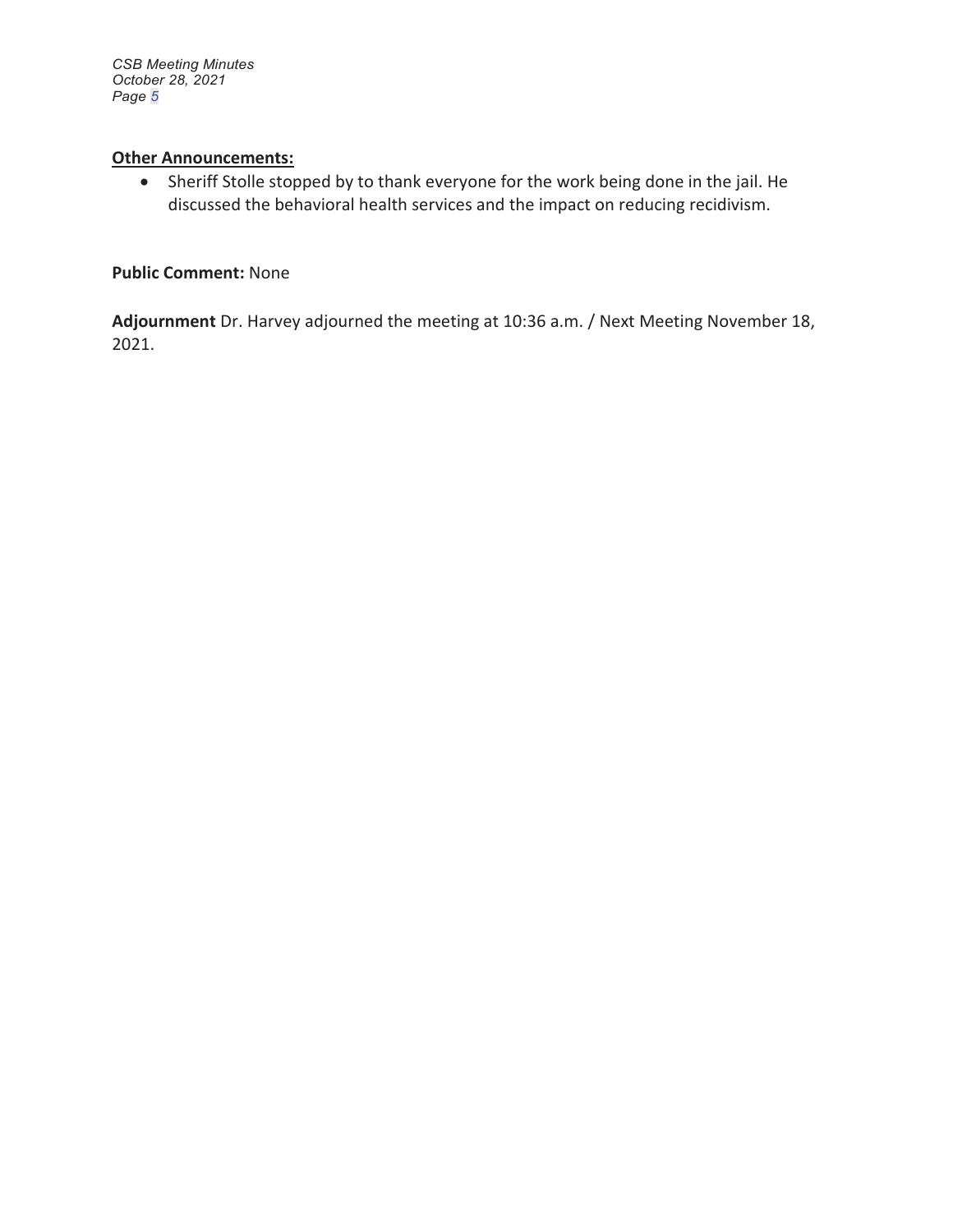**Other Announcements:**

- Sheriff Stolle stopped by to thank everyone for the work being done in the jail. He discussed the behavioral health services and the impact on reducing recidivism.

**Public Comment:** None

**Adjournment** Dr. Harvey adjourned the meeting at 10:36 a.m. / Next Meeting November 18, 2021.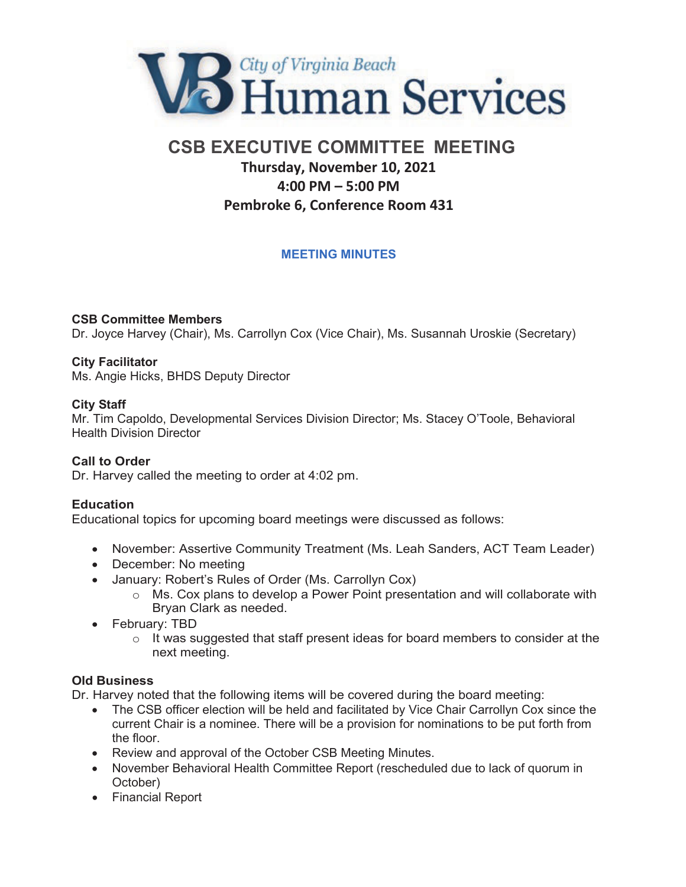City of Virginia Beach Human Services

# CSB EXECUTIVE COMMITTEE MEETING

**Thursday, November 10, 2021**
**4:00 PM – 5:00 PM**
**Pembroke 6, Conference Room 431**

## MEETING MINUTES

**CSB Committee Members**
Dr. Joyce Harvey (Chair), Ms. Carrollyn Cox (Vice Chair), Ms. Susannah Uroskie (Secretary)

**City Facilitator**
Ms. Angie Hicks, BHDS Deputy Director

**City Staff**
Mr. Tim Capoldo, Developmental Services Division Director; Ms. Stacey O'Toole, Behavioral Health Division Director

**Call to Order**
Dr. Harvey called the meeting to order at 4:02 pm.

**Education**
Educational topics for upcoming board meetings were discussed as follows:

- November: Assertive Community Treatment (Ms. Leah Sanders, ACT Team Leader)
- December: No meeting
- January: Robert's Rules of Order (Ms. Carrollyn Cox)
  - Ms. Cox plans to develop a Power Point presentation and will collaborate with Bryan Clark as needed.
- February: TBD
  - It was suggested that staff present ideas for board members to consider at the next meeting.

**Old Business**
Dr. Harvey noted that the following items will be covered during the board meeting:

- The CSB officer election will be held and facilitated by Vice Chair Carrollyn Cox since the current Chair is a nominee. There will be a provision for nominations to be put forth from the floor.
- Review and approval of the October CSB Meeting Minutes.
- November Behavioral Health Committee Report (rescheduled due to lack of quorum in October)
- Financial Report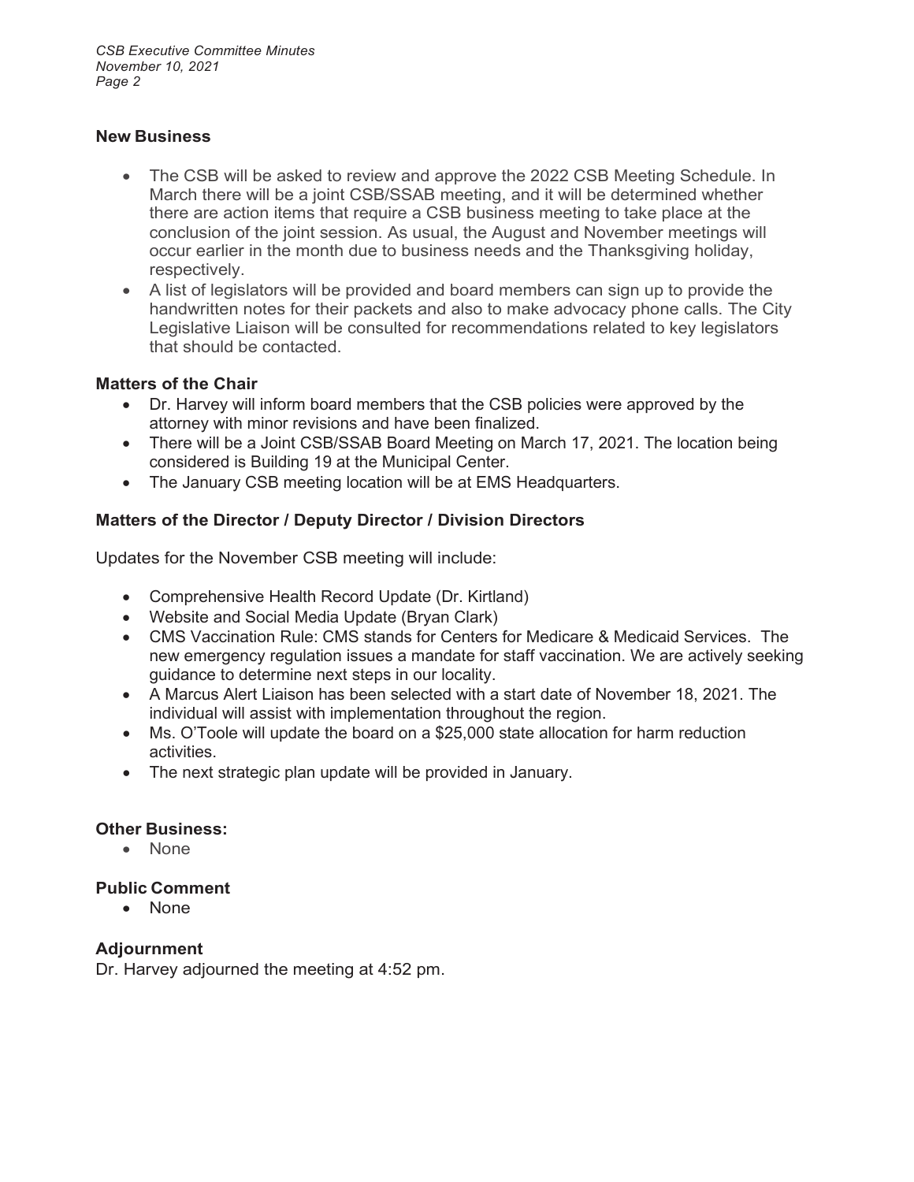## New Business

- The CSB will be asked to review and approve the 2022 CSB Meeting Schedule. In March there will be a joint CSB/SSAB meeting, and it will be determined whether there are action items that require a CSB business meeting to take place at the conclusion of the joint session. As usual, the August and November meetings will occur earlier in the month due to business needs and the Thanksgiving holiday, respectively.
- A list of legislators will be provided and board members can sign up to provide the handwritten notes for their packets and also to make advocacy phone calls. The City Legislative Liaison will be consulted for recommendations related to key legislators that should be contacted.

## Matters of the Chair

- Dr. Harvey will inform board members that the CSB policies were approved by the attorney with minor revisions and have been finalized.
- There will be a Joint CSB/SSAB Board Meeting on March 17, 2021. The location being considered is Building 19 at the Municipal Center.
- The January CSB meeting location will be at EMS Headquarters.

## Matters of the Director / Deputy Director / Division Directors

Updates for the November CSB meeting will include:

- Comprehensive Health Record Update (Dr. Kirtland)
- Website and Social Media Update (Bryan Clark)
- CMS Vaccination Rule: CMS stands for Centers for Medicare & Medicaid Services. The new emergency regulation issues a mandate for staff vaccination. We are actively seeking guidance to determine next steps in our locality.
- A Marcus Alert Liaison has been selected with a start date of November 18, 2021. The individual will assist with implementation throughout the region.
- Ms. O'Toole will update the board on a $25,000 state allocation for harm reduction activities.
- The next strategic plan update will be provided in January.

## Other Business:

- None

## Public Comment

- None

## Adjournment

Dr. Harvey adjourned the meeting at 4:52 pm.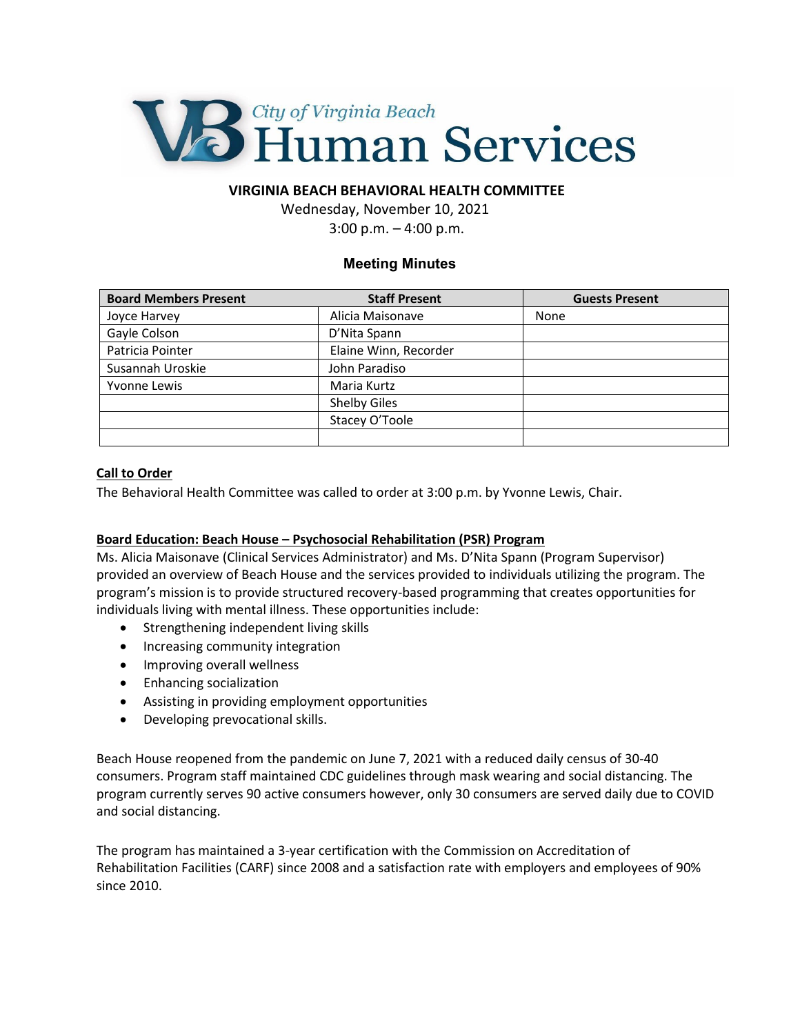City of Virginia Beach
# Human Services

## VIRGINIA BEACH BEHAVIORAL HEALTH COMMITTEE

Wednesday, November 10, 2021

3:00 p.m. – 4:00 p.m.

### Meeting Minutes

| Board Members Present | Staff Present | Guests Present |
|---|---|---|
| Joyce Harvey | Alicia Maisonave | None |
| Gayle Colson | D'Nita Spann | |
| Patricia Pointer | Elaine Winn, Recorder | |
| Susannah Uroskie | John Paradiso | |
| Yvonne Lewis | Maria Kurtz | |
| | Shelby Giles | |
| | Stacey O'Toole | |
| | | |

**Call to Order**

The Behavioral Health Committee was called to order at 3:00 p.m. by Yvonne Lewis, Chair.

**Board Education: Beach House – Psychosocial Rehabilitation (PSR) Program**

Ms. Alicia Maisonave (Clinical Services Administrator) and Ms. D'Nita Spann (Program Supervisor) provided an overview of Beach House and the services provided to individuals utilizing the program. The program's mission is to provide structured recovery-based programming that creates opportunities for individuals living with mental illness. These opportunities include:

- Strengthening independent living skills
- Increasing community integration
- Improving overall wellness
- Enhancing socialization
- Assisting in providing employment opportunities
- Developing prevocational skills.

Beach House reopened from the pandemic on June 7, 2021 with a reduced daily census of 30-40 consumers. Program staff maintained CDC guidelines through mask wearing and social distancing. The program currently serves 90 active consumers however, only 30 consumers are served daily due to COVID and social distancing.

The program has maintained a 3-year certification with the Commission on Accreditation of Rehabilitation Facilities (CARF) since 2008 and a satisfaction rate with employers and employees of 90% since 2010.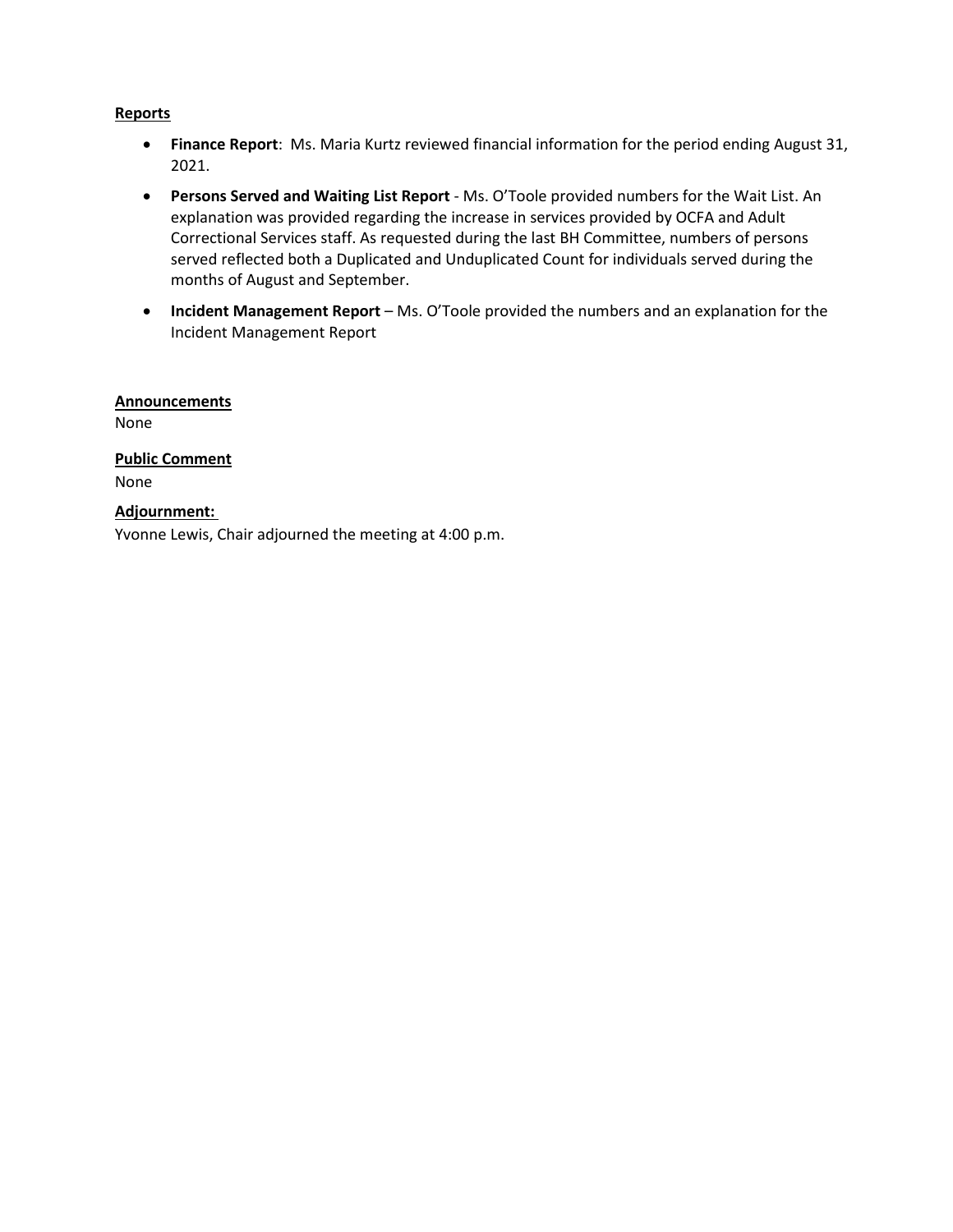**Reports**

- **Finance Report**: Ms. Maria Kurtz reviewed financial information for the period ending August 31, 2021.
- **Persons Served and Waiting List Report** - Ms. O'Toole provided numbers for the Wait List. An explanation was provided regarding the increase in services provided by OCFA and Adult Correctional Services staff. As requested during the last BH Committee, numbers of persons served reflected both a Duplicated and Unduplicated Count for individuals served during the months of August and September.
- **Incident Management Report** – Ms. O'Toole provided the numbers and an explanation for the Incident Management Report

**Announcements**

None

**Public Comment**

None

**Adjournment:**

Yvonne Lewis, Chair adjourned the meeting at 4:00 p.m.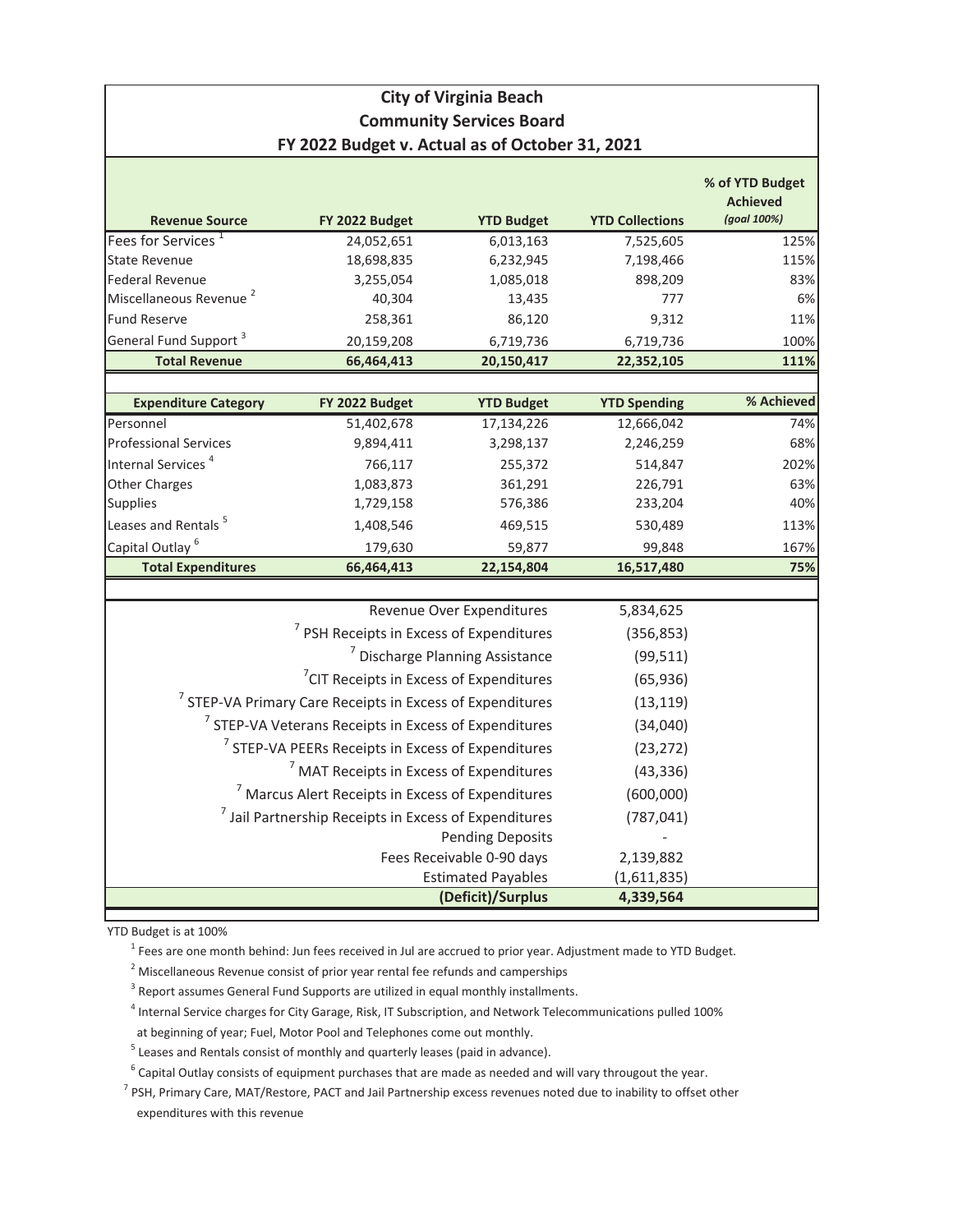# City of Virginia Beach
## Community Services Board
### FY 2022 Budget v. Actual as of October 31, 2021

| Revenue Source | FY 2022 Budget | YTD Budget | YTD Collections | % of YTD Budget Achieved *(goal 100%)* |
|---|---|---|---|---|
| Fees for Services [1] | 24,052,651 | 6,013,163 | 7,525,605 | 125% |
| State Revenue | 18,698,835 | 6,232,945 | 7,198,466 | 115% |
| Federal Revenue | 3,255,054 | 1,085,018 | 898,209 | 83% |
| Miscellaneous Revenue [2] | 40,304 | 13,435 | 777 | 6% |
| Fund Reserve | 258,361 | 86,120 | 9,312 | 11% |
| General Fund Support [3] | 20,159,208 | 6,719,736 | 6,719,736 | 100% |
| **Total Revenue** | **66,464,413** | **20,150,417** | **22,352,105** | **111%** |

| Expenditure Category | FY 2022 Budget | YTD Budget | YTD Spending | % Achieved |
|---|---|---|---|---|
| Personnel | 51,402,678 | 17,134,226 | 12,666,042 | 74% |
| Professional Services | 9,894,411 | 3,298,137 | 2,246,259 | 68% |
| Internal Services [4] | 766,117 | 255,372 | 514,847 | 202% |
| Other Charges | 1,083,873 | 361,291 | 226,791 | 63% |
| Supplies | 1,729,158 | 576,386 | 233,204 | 40% |
| Leases and Rentals [5] | 1,408,546 | 469,515 | 530,489 | 113% |
| Capital Outlay [6] | 179,630 | 59,877 | 99,848 | 167% |
| **Total Expenditures** | **66,464,413** | **22,154,804** | **16,517,480** | **75%** |

| | |
|---|---|
| Revenue Over Expenditures | 5,834,625 |
| [7] PSH Receipts in Excess of Expenditures | (356,853) |
| [7] Discharge Planning Assistance | (99,511) |
| [7] CIT Receipts in Excess of Expenditures | (65,936) |
| [7] STEP-VA Primary Care Receipts in Excess of Expenditures | (13,119) |
| [7] STEP-VA Veterans Receipts in Excess of Expenditures | (34,040) |
| [7] STEP-VA PEERs Receipts in Excess of Expenditures | (23,272) |
| [7] MAT Receipts in Excess of Expenditures | (43,336) |
| [7] Marcus Alert Receipts in Excess of Expenditures | (600,000) |
| [7] Jail Partnership Receipts in Excess of Expenditures | (787,041) |
| Pending Deposits | - |
| Fees Receivable 0-90 days | 2,139,882 |
| Estimated Payables | (1,611,835) |
| **(Deficit)/Surplus** | **4,339,564** |

YTD Budget is at 100%

[1] Fees are one month behind: Jun fees received in Jul are accrued to prior year. Adjustment made to YTD Budget.

[2] Miscellaneous Revenue consist of prior year rental fee refunds and camperships

[3] Report assumes General Fund Supports are utilized in equal monthly installments.

[4] Internal Service charges for City Garage, Risk, IT Subscription, and Network Telecommunications pulled 100% at beginning of year; Fuel, Motor Pool and Telephones come out monthly.

[5] Leases and Rentals consist of monthly and quarterly leases (paid in advance).

[6] Capital Outlay consists of equipment purchases that are made as needed and will vary througout the year.

[7] PSH, Primary Care, MAT/Restore, PACT and Jail Partnership excess revenues noted due to inability to offset other expenditures with this revenue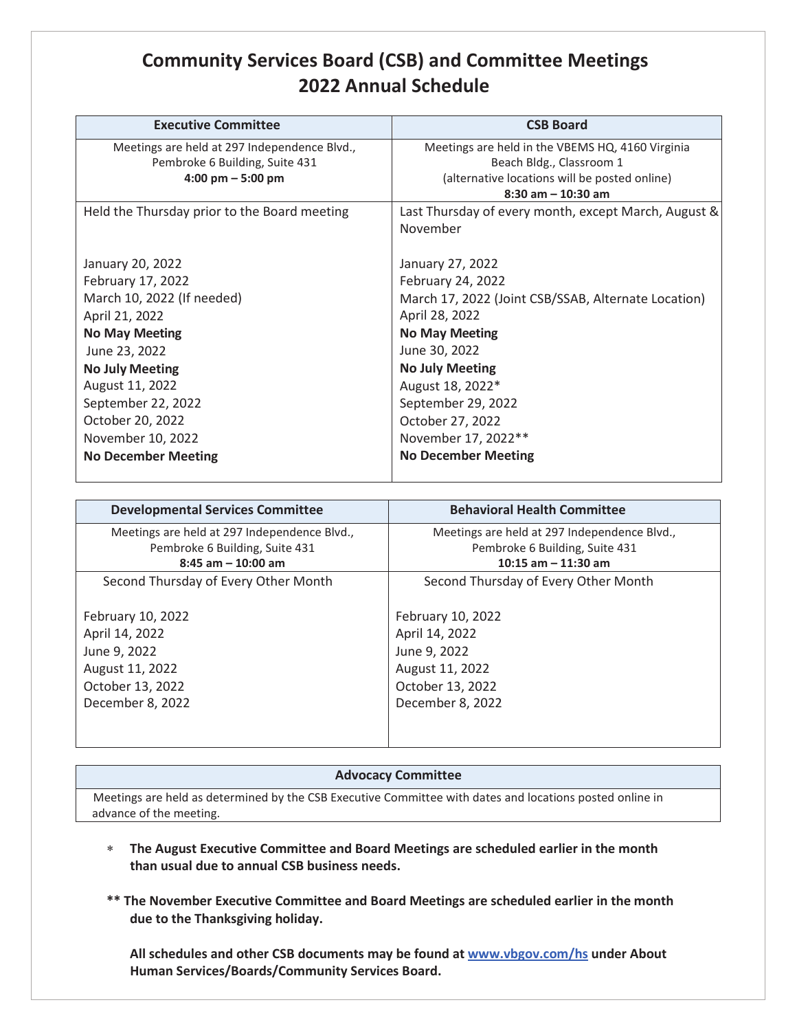# Community Services Board (CSB) and Committee Meetings
# 2022 Annual Schedule

| Executive Committee | CSB Board |
| --- | --- |
| Meetings are held at 297 Independence Blvd., Pembroke 6 Building, Suite 431<br>**4:00 pm – 5:00 pm** | Meetings are held in the VBEMS HQ, 4160 Virginia Beach Bldg., Classroom 1<br>(alternative locations will be posted online)<br>**8:30 am – 10:30 am** |
| Held the Thursday prior to the Board meeting<br><br>January 20, 2022<br>February 17, 2022<br>March 10, 2022 (If needed)<br>April 21, 2022<br>**No May Meeting**<br>June 23, 2022<br>**No July Meeting**<br>August 11, 2022<br>September 22, 2022<br>October 20, 2022<br>November 10, 2022<br>**No December Meeting** | Last Thursday of every month, except March, August & November<br><br>January 27, 2022<br>February 24, 2022<br>March 17, 2022 (Joint CSB/SSAB, Alternate Location)<br>April 28, 2022<br>**No May Meeting**<br>June 30, 2022<br>**No July Meeting**<br>August 18, 2022*<br>September 29, 2022<br>October 27, 2022<br>November 17, 2022**<br>**No December Meeting** |

| Developmental Services Committee | Behavioral Health Committee |
| --- | --- |
| Meetings are held at 297 Independence Blvd., Pembroke 6 Building, Suite 431<br>**8:45 am – 10:00 am** | Meetings are held at 297 Independence Blvd., Pembroke 6 Building, Suite 431<br>**10:15 am – 11:30 am** |
| Second Thursday of Every Other Month<br><br>February 10, 2022<br>April 14, 2022<br>June 9, 2022<br>August 11, 2022<br>October 13, 2022<br>December 8, 2022 | Second Thursday of Every Other Month<br><br>February 10, 2022<br>April 14, 2022<br>June 9, 2022<br>August 11, 2022<br>October 13, 2022<br>December 8, 2022 |

| Advocacy Committee |
| --- |
| Meetings are held as determined by the CSB Executive Committee with dates and locations posted online in advance of the meeting. |

\* **The August Executive Committee and Board Meetings are scheduled earlier in the month than usual due to annual CSB business needs.**

** **The November Executive Committee and Board Meetings are scheduled earlier in the month due to the Thanksgiving holiday.**

**All schedules and other CSB documents may be found at [www.vbgov.com/hs](www.vbgov.com/hs) under About Human Services/Boards/Community Services Board.**